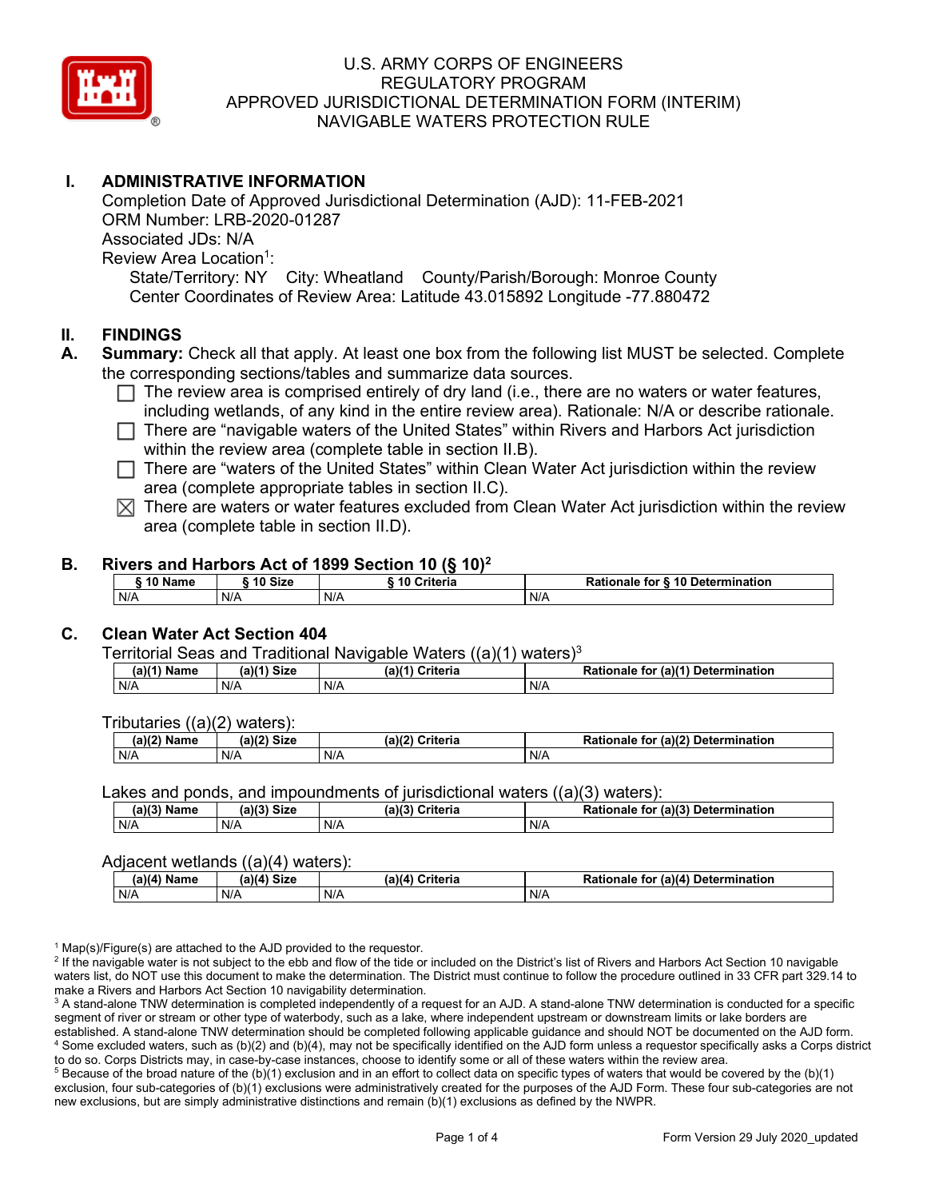# U.S. ARMY CORPS OF ENGINEERS
# REGULATORY PROGRAM
# APPROVED JURISDICTIONAL DETERMINATION FORM (INTERIM)
# NAVIGABLE WATERS PROTECTION RULE

## I. ADMINISTRATIVE INFORMATION

Completion Date of Approved Jurisdictional Determination (AJD): 11-FEB-2021
ORM Number: LRB-2020-01287
Associated JDs: N/A
Review Area Location[1]:
State/Territory: NY City: Wheatland County/Parish/Borough: Monroe County
Center Coordinates of Review Area: Latitude 43.015892 Longitude -77.880472

## II. FINDINGS

**A. Summary:** Check all that apply. At least one box from the following list MUST be selected. Complete the corresponding sections/tables and summarize data sources.

- ☐ The review area is comprised entirely of dry land (i.e., there are no waters or water features, including wetlands, of any kind in the entire review area). Rationale: N/A or describe rationale.
- ☐ There are "navigable waters of the United States" within Rivers and Harbors Act jurisdiction within the review area (complete table in section II.B).
- ☐ There are "waters of the United States" within Clean Water Act jurisdiction within the review area (complete appropriate tables in section II.C).
- ☒ There are waters or water features excluded from Clean Water Act jurisdiction within the review area (complete table in section II.D).

### B. Rivers and Harbors Act of 1899 Section 10 (§ 10)[2]

| § 10 Name | § 10 Size | § 10 Criteria | Rationale for § 10 Determination |
|---|---|---|---|
| N/A | N/A | N/A | N/A |

### C. Clean Water Act Section 404

Territorial Seas and Traditional Navigable Waters ((a)(1) waters)[3]

| (a)(1) Name | (a)(1) Size | (a)(1) Criteria | Rationale for (a)(1) Determination |
|---|---|---|---|
| N/A | N/A | N/A | N/A |

Tributaries ((a)(2) waters):

| (a)(2) Name | (a)(2) Size | (a)(2) Criteria | Rationale for (a)(2) Determination |
|---|---|---|---|
| N/A | N/A | N/A | N/A |

Lakes and ponds, and impoundments of jurisdictional waters ((a)(3) waters):

| (a)(3) Name | (a)(3) Size | (a)(3) Criteria | Rationale for (a)(3) Determination |
|---|---|---|---|
| N/A | N/A | N/A | N/A |

Adjacent wetlands ((a)(4) waters):

| (a)(4) Name | (a)(4) Size | (a)(4) Criteria | Rationale for (a)(4) Determination |
|---|---|---|---|
| N/A | N/A | N/A | N/A |

[1] Map(s)/Figure(s) are attached to the AJD provided to the requestor.
[2] If the navigable water is not subject to the ebb and flow of the tide or included on the District's list of Rivers and Harbors Act Section 10 navigable waters list, do NOT use this document to make the determination. The District must continue to follow the procedure outlined in 33 CFR part 329.14 to make a Rivers and Harbors Act Section 10 navigability determination.
[3] A stand-alone TNW determination is completed independently of a request for an AJD. A stand-alone TNW determination is conducted for a specific segment of river or stream or other type of waterbody, such as a lake, where independent upstream or downstream limits or lake borders are established. A stand-alone TNW determination should be completed following applicable guidance and should NOT be documented on the AJD form.
[4] Some excluded waters, such as (b)(2) and (b)(4), may not be specifically identified on the AJD form unless a requestor specifically asks a Corps district to do so. Corps Districts may, in case-by-case instances, choose to identify some or all of these waters within the review area.
[5] Because of the broad nature of the (b)(1) exclusion and in an effort to collect data on specific types of waters that would be covered by the (b)(1) exclusion, four sub-categories of (b)(1) exclusions were administratively created for the purposes of the AJD Form. These four sub-categories are not new exclusions, but are simply administrative distinctions and remain (b)(1) exclusions as defined by the NWPR.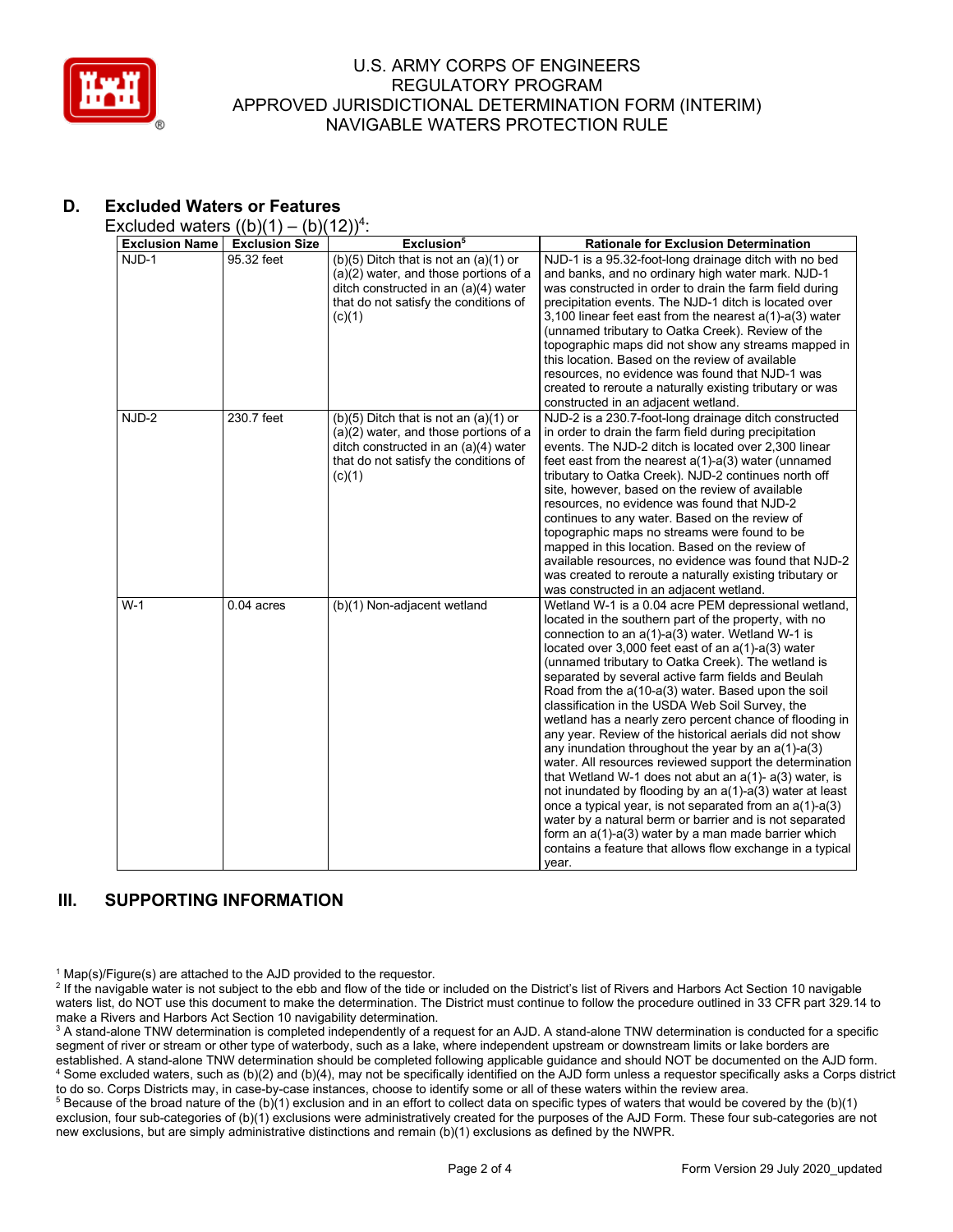U.S. ARMY CORPS OF ENGINEERS
REGULATORY PROGRAM
APPROVED JURISDICTIONAL DETERMINATION FORM (INTERIM)
NAVIGABLE WATERS PROTECTION RULE

## D. Excluded Waters or Features

Excluded waters ((b)(1) – (b)(12))[4]:

| Exclusion Name | Exclusion Size | Exclusion[5] | Rationale for Exclusion Determination |
|---|---|---|---|
| NJD-1 | 95.32 feet | (b)(5) Ditch that is not an (a)(1) or (a)(2) water, and those portions of a ditch constructed in an (a)(4) water that do not satisfy the conditions of (c)(1) | NJD-1 is a 95.32-foot-long drainage ditch with no bed and banks, and no ordinary high water mark. NJD-1 was constructed in order to drain the farm field during precipitation events. The NJD-1 ditch is located over 3,100 linear feet east from the nearest a(1)-a(3) water (unnamed tributary to Oatka Creek). Review of the topographic maps did not show any streams mapped in this location. Based on the review of available resources, no evidence was found that NJD-1 was created to reroute a naturally existing tributary or was constructed in an adjacent wetland. |
| NJD-2 | 230.7 feet | (b)(5) Ditch that is not an (a)(1) or (a)(2) water, and those portions of a ditch constructed in an (a)(4) water that do not satisfy the conditions of (c)(1) | NJD-2 is a 230.7-foot-long drainage ditch constructed in order to drain the farm field during precipitation events. The NJD-2 ditch is located over 2,300 linear feet east from the nearest a(1)-a(3) water (unnamed tributary to Oatka Creek). NJD-2 continues north off site, however, based on the review of available resources, no evidence was found that NJD-2 continues to any water. Based on the review of topographic maps no streams were found to be mapped in this location. Based on the review of available resources, no evidence was found that NJD-2 was created to reroute a naturally existing tributary or was constructed in an adjacent wetland. |
| W-1 | 0.04 acres | (b)(1) Non-adjacent wetland | Wetland W-1 is a 0.04 acre PEM depressional wetland, located in the southern part of the property, with no connection to an a(1)-a(3) water. Wetland W-1 is located over 3,000 feet east of an a(1)-a(3) water (unnamed tributary to Oatka Creek). The wetland is separated by several active farm fields and Beulah Road from the a(10-a(3) water. Based upon the soil classification in the USDA Web Soil Survey, the wetland has a nearly zero percent chance of flooding in any year. Review of the historical aerials did not show any inundation throughout the year by an a(1)-a(3) water. All resources reviewed support the determination that Wetland W-1 does not abut an a(1)- a(3) water, is not inundated by flooding by an a(1)-a(3) water at least once a typical year, is not separated from an a(1)-a(3) water by a natural berm or barrier and is not separated form an a(1)-a(3) water by a man made barrier which contains a feature that allows flow exchange in a typical year. |

## III. SUPPORTING INFORMATION

[1] Map(s)/Figure(s) are attached to the AJD provided to the requestor.
[2] If the navigable water is not subject to the ebb and flow of the tide or included on the District's list of Rivers and Harbors Act Section 10 navigable waters list, do NOT use this document to make the determination. The District must continue to follow the procedure outlined in 33 CFR part 329.14 to make a Rivers and Harbors Act Section 10 navigability determination.
[3] A stand-alone TNW determination is completed independently of a request for an AJD. A stand-alone TNW determination is conducted for a specific segment of river or stream or other type of waterbody, such as a lake, where independent upstream or downstream limits or lake borders are established. A stand-alone TNW determination should be completed following applicable guidance and should NOT be documented on the AJD form.
[4] Some excluded waters, such as (b)(2) and (b)(4), may not be specifically identified on the AJD form unless a requestor specifically asks a Corps district to do so. Corps Districts may, in case-by-case instances, choose to identify some or all of these waters within the review area.
[5] Because of the broad nature of the (b)(1) exclusion and in an effort to collect data on specific types of waters that would be covered by the (b)(1) exclusion, four sub-categories of (b)(1) exclusions were administratively created for the purposes of the AJD Form. These four sub-categories are not new exclusions, but are simply administrative distinctions and remain (b)(1) exclusions as defined by the NWPR.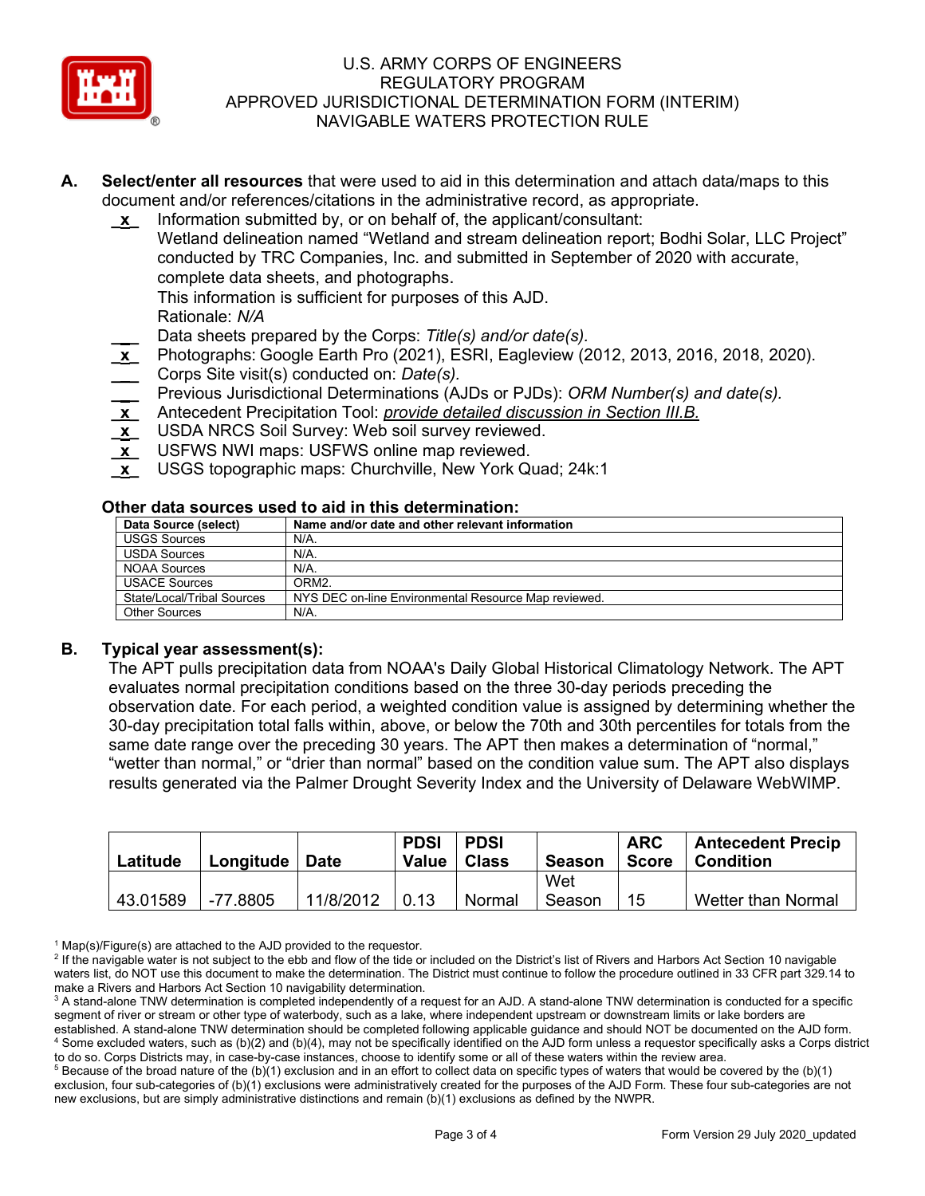# U.S. ARMY CORPS OF ENGINEERS
# REGULATORY PROGRAM
# APPROVED JURISDICTIONAL DETERMINATION FORM (INTERIM)
# NAVIGABLE WATERS PROTECTION RULE

**A. Select/enter all resources** that were used to aid in this determination and attach data/maps to this document and/or references/citations in the administrative record, as appropriate.

_x_ Information submitted by, or on behalf of, the applicant/consultant: Wetland delineation named "Wetland and stream delineation report; Bodhi Solar, LLC Project" conducted by TRC Companies, Inc. and submitted in September of 2020 with accurate, complete data sheets, and photographs.
This information is sufficient for purposes of this AJD.
Rationale: *N/A*

___ Data sheets prepared by the Corps: *Title(s) and/or date(s).*

_x_ Photographs: Google Earth Pro (2021), ESRI, Eagleview (2012, 2013, 2016, 2018, 2020).

___ Corps Site visit(s) conducted on: *Date(s).*

___ Previous Jurisdictional Determinations (AJDs or PJDs): *ORM Number(s) and date(s).*

_x_ Antecedent Precipitation Tool: *provide detailed discussion in Section III.B.*

_x_ USDA NRCS Soil Survey: Web soil survey reviewed.

_x_ USFWS NWI maps: USFWS online map reviewed.

_x_ USGS topographic maps: Churchville, New York Quad; 24k:1

**Other data sources used to aid in this determination:**

| Data Source (select) | Name and/or date and other relevant information |
|---|---|
| USGS Sources | N/A. |
| USDA Sources | N/A. |
| NOAA Sources | N/A. |
| USACE Sources | ORM2. |
| State/Local/Tribal Sources | NYS DEC on-line Environmental Resource Map reviewed. |
| Other Sources | N/A. |

**B. Typical year assessment(s):**

The APT pulls precipitation data from NOAA's Daily Global Historical Climatology Network. The APT evaluates normal precipitation conditions based on the three 30-day periods preceding the observation date. For each period, a weighted condition value is assigned by determining whether the 30-day precipitation total falls within, above, or below the 70th and 30th percentiles for totals from the same date range over the preceding 30 years. The APT then makes a determination of "normal," "wetter than normal," or "drier than normal" based on the condition value sum. The APT also displays results generated via the Palmer Drought Severity Index and the University of Delaware WebWIMP.

| Latitude | Longitude | Date | PDSI Value | PDSI Class | Season | ARC Score | Antecedent Precip Condition |
|---|---|---|---|---|---|---|---|
| 43.01589 | -77.8805 | 11/8/2012 | 0.13 | Normal | Wet Season | 15 | Wetter than Normal |

[1] Map(s)/Figure(s) are attached to the AJD provided to the requestor.
[2] If the navigable water is not subject to the ebb and flow of the tide or included on the District's list of Rivers and Harbors Act Section 10 navigable waters list, do NOT use this document to make the determination. The District must continue to follow the procedure outlined in 33 CFR part 329.14 to make a Rivers and Harbors Act Section 10 navigability determination.
[3] A stand-alone TNW determination is completed independently of a request for an AJD. A stand-alone TNW determination is conducted for a specific segment of river or stream or other type of waterbody, such as a lake, where independent upstream or downstream limits or lake borders are established. A stand-alone TNW determination should be completed following applicable guidance and should NOT be documented on the AJD form.
[4] Some excluded waters, such as (b)(2) and (b)(4), may not be specifically identified on the AJD form unless a requestor specifically asks a Corps district to do so. Corps Districts may, in case-by-case instances, choose to identify some or all of these waters within the review area.
[5] Because of the broad nature of the (b)(1) exclusion and in an effort to collect data on specific types of waters that would be covered by the (b)(1) exclusion, four sub-categories of (b)(1) exclusions were administratively created for the purposes of the AJD Form. These four sub-categories are not new exclusions, but are simply administrative distinctions and remain (b)(1) exclusions as defined by the NWPR.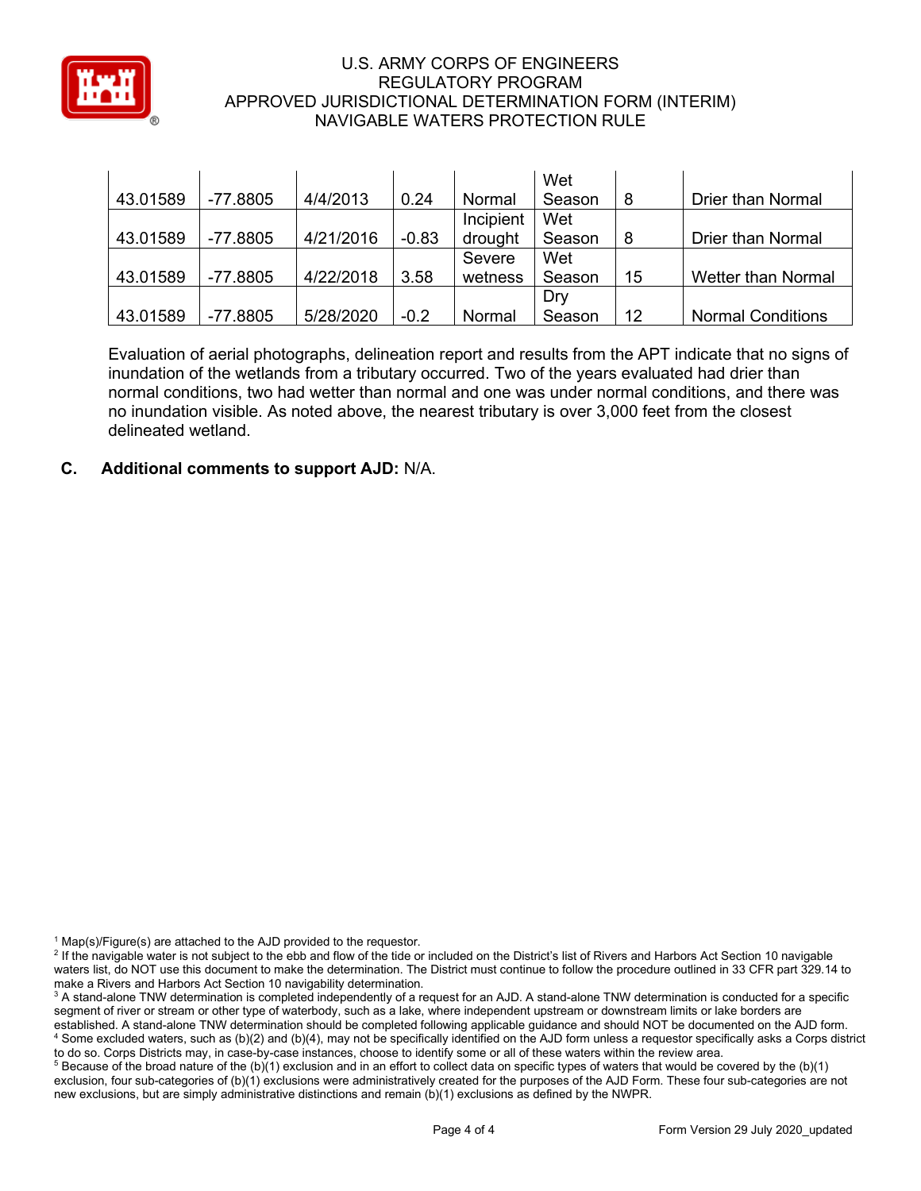| | | | | | | | |
|---|---|---|---|---|---|---|---|
| 43.01589 | -77.8805 | 4/4/2013 | 0.24 | Normal | Wet Season | 8 | Drier than Normal |
| 43.01589 | -77.8805 | 4/21/2016 | -0.83 | Incipient drought | Wet Season | 8 | Drier than Normal |
| 43.01589 | -77.8805 | 4/22/2018 | 3.58 | Severe wetness | Wet Season | 15 | Wetter than Normal |
| 43.01589 | -77.8805 | 5/28/2020 | -0.2 | Normal | Dry Season | 12 | Normal Conditions |

Evaluation of aerial photographs, delineation report and results from the APT indicate that no signs of inundation of the wetlands from a tributary occurred. Two of the years evaluated had drier than normal conditions, two had wetter than normal and one was under normal conditions, and there was no inundation visible. As noted above, the nearest tributary is over 3,000 feet from the closest delineated wetland.

**C. Additional comments to support AJD:** N/A.

[1] Map(s)/Figure(s) are attached to the AJD provided to the requestor.
[2] If the navigable water is not subject to the ebb and flow of the tide or included on the District's list of Rivers and Harbors Act Section 10 navigable waters list, do NOT use this document to make the determination. The District must continue to follow the procedure outlined in 33 CFR part 329.14 to make a Rivers and Harbors Act Section 10 navigability determination.
[3] A stand-alone TNW determination is completed independently of a request for an AJD. A stand-alone TNW determination is conducted for a specific segment of river or stream or other type of waterbody, such as a lake, where independent upstream or downstream limits or lake borders are established. A stand-alone TNW determination should be completed following applicable guidance and should NOT be documented on the AJD form.
[4] Some excluded waters, such as (b)(2) and (b)(4), may not be specifically identified on the AJD form unless a requestor specifically asks a Corps district to do so. Corps Districts may, in case-by-case instances, choose to identify some or all of these waters within the review area.
[5] Because of the broad nature of the (b)(1) exclusion and in an effort to collect data on specific types of waters that would be covered by the (b)(1) exclusion, four sub-categories of (b)(1) exclusions were administratively created for the purposes of the AJD Form. These four sub-categories are not new exclusions, but are simply administrative distinctions and remain (b)(1) exclusions as defined by the NWPR.